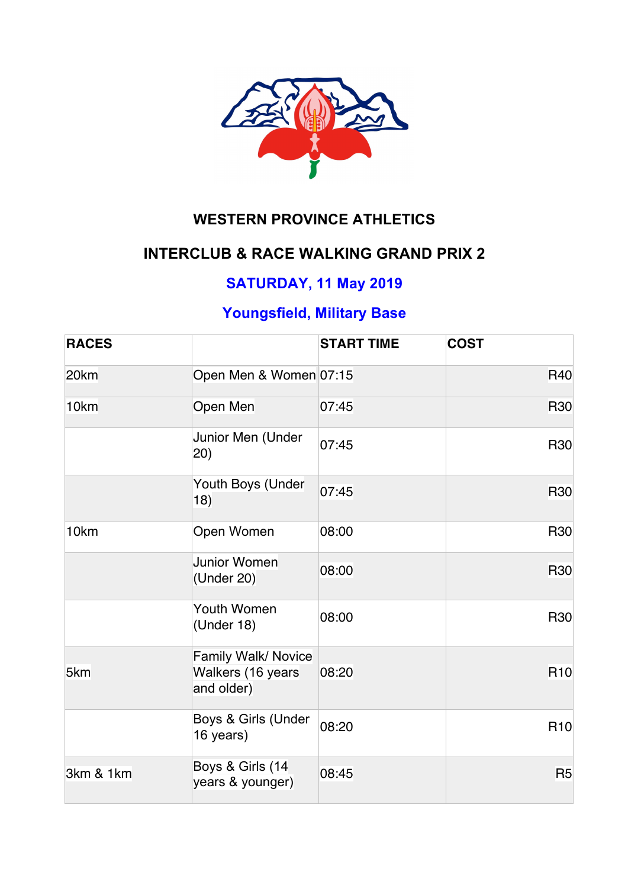# WESTERN PROVINCE ATHLETICS

## INTERCLUB & RACE WALKING GRAND PRIX 2

## SATURDAY, 11 May 2019

## Youngsfield, Military Base

| RACES | | START TIME | COST |
|---|---|---|---|
| 20km | Open Men & Women | 07:15 | R40 |
| 10km | Open Men | 07:45 | R30 |
| | Junior Men (Under 20) | 07:45 | R30 |
| | Youth Boys (Under 18) | 07:45 | R30 |
| 10km | Open Women | 08:00 | R30 |
| | Junior Women (Under 20) | 08:00 | R30 |
| | Youth Women (Under 18) | 08:00 | R30 |
| 5km | Family Walk/ Novice Walkers (16 years and older) | 08:20 | R10 |
| | Boys & Girls (Under 16 years) | 08:20 | R10 |
| 3km & 1km | Boys & Girls (14 years & younger) | 08:45 | R5 |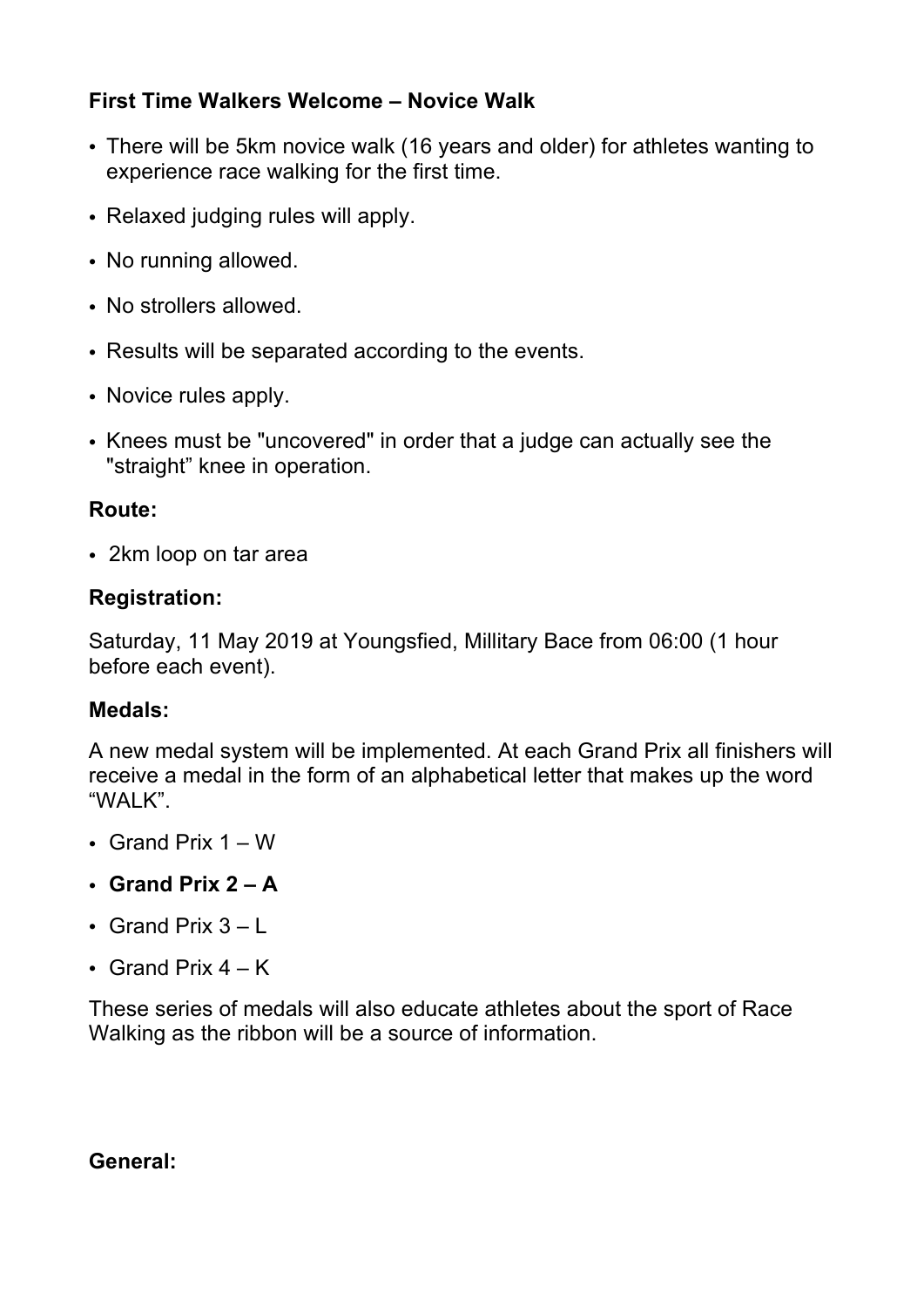**First Time Walkers Welcome – Novice Walk**

- There will be 5km novice walk (16 years and older) for athletes wanting to experience race walking for the first time.
- Relaxed judging rules will apply.
- No running allowed.
- No strollers allowed.
- Results will be separated according to the events.
- Novice rules apply.
- Knees must be "uncovered" in order that a judge can actually see the "straight" knee in operation.

**Route:**

- 2km loop on tar area

**Registration:**

Saturday, 11 May 2019 at Youngsfied, Millitary Bace from 06:00 (1 hour before each event).

**Medals:**

A new medal system will be implemented. At each Grand Prix all finishers will receive a medal in the form of an alphabetical letter that makes up the word "WALK".

- Grand Prix 1 – W
- **Grand Prix 2 – A**
- Grand Prix 3 – L
- Grand Prix 4 – K

These series of medals will also educate athletes about the sport of Race Walking as the ribbon will be a source of information.

**General:**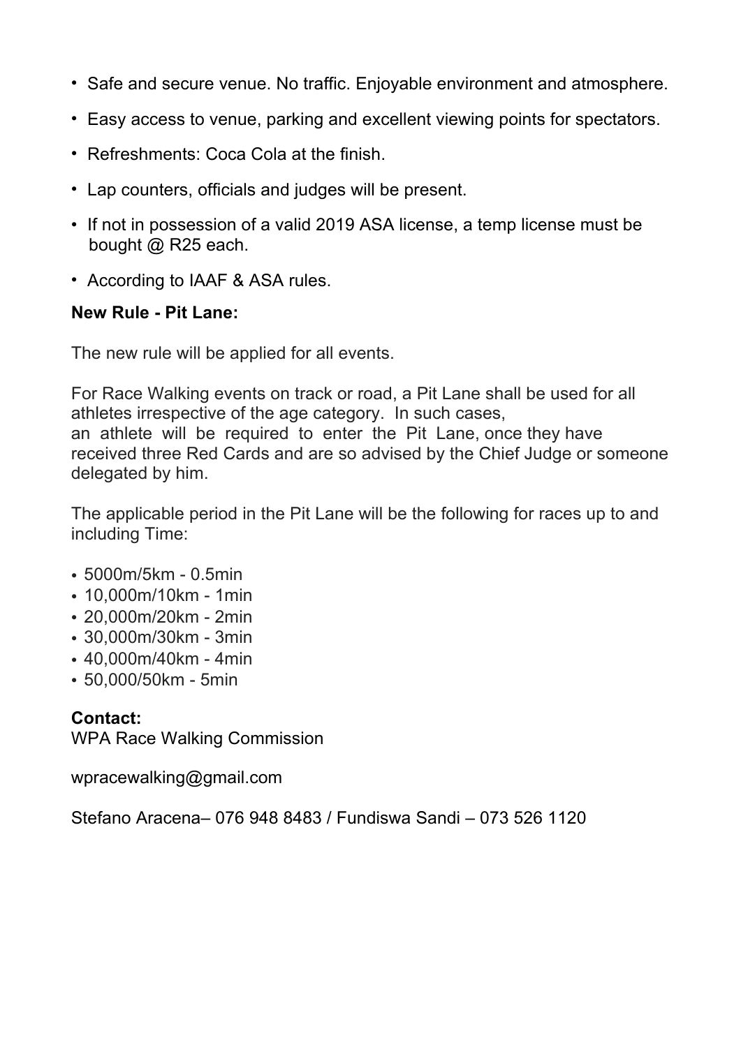- Safe and secure venue. No traffic. Enjoyable environment and atmosphere.
- Easy access to venue, parking and excellent viewing points for spectators.
- Refreshments: Coca Cola at the finish.
- Lap counters, officials and judges will be present.
- If not in possession of a valid 2019 ASA license, a temp license must be bought @ R25 each.
- According to IAAF & ASA rules.

**New Rule - Pit Lane:**

The new rule will be applied for all events.

For Race Walking events on track or road, a Pit Lane shall be used for all athletes irrespective of the age category. In such cases, an athlete will be required to enter the Pit Lane, once they have received three Red Cards and are so advised by the Chief Judge or someone delegated by him.

The applicable period in the Pit Lane will be the following for races up to and including Time:

- 5000m/5km - 0.5min
- 10,000m/10km - 1min
- 20,000m/20km - 2min
- 30,000m/30km - 3min
- 40,000m/40km - 4min
- 50,000/50km - 5min

**Contact:**
WPA Race Walking Commission

wpracewalking@gmail.com

Stefano Aracena– 076 948 8483 / Fundiswa Sandi – 073 526 1120